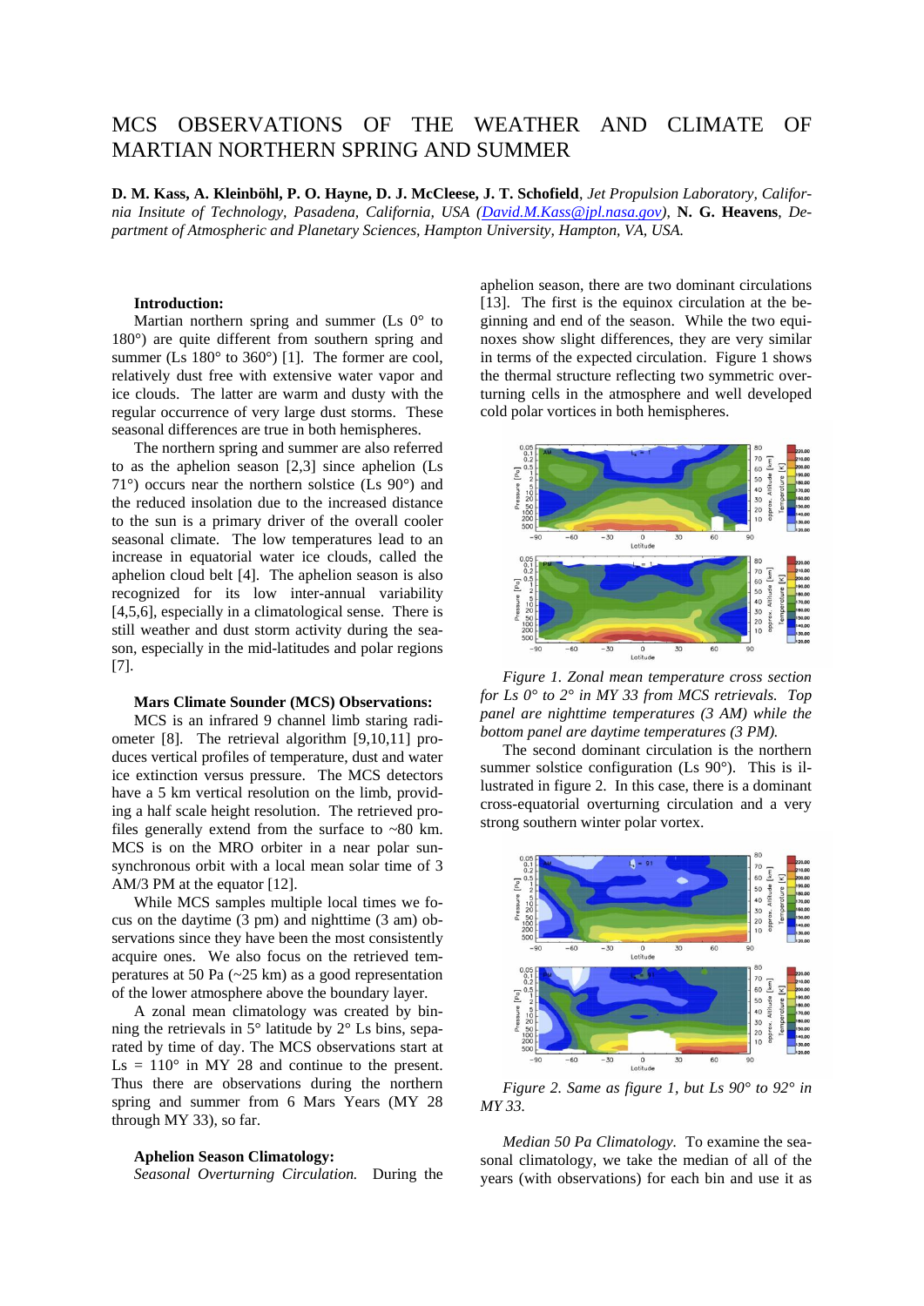# MCS OBSERVATIONS OF THE WEATHER AND CLIMATE OF MARTIAN NORTHERN SPRING AND SUMMER

**D. M. Kass, A. Kleinböhl, P. O. Hayne, D. J. McCleese, J. T. Schofield**, *Jet Propulsion Laboratory, California Institute of Technology, Pasadena, California, USA (David.M.Kass@jpl.nasa.gov)*, **N. G. Heavens**, *Department of Atmospheric and Planetary Sciences, Hampton University, Hampton, VA, USA.*

**Introduction:**

Martian northern spring and summer (Ls 0° to 180°) are quite different from southern spring and summer (Ls 180° to 360°) [1]. The former are cool, relatively dust free with extensive water vapor and ice clouds. The latter are warm and dusty with the regular occurrence of very large dust storms. These seasonal differences are true in both hemispheres.

The northern spring and summer are also referred to as the aphelion season [2,3] since aphelion (Ls 71°) occurs near the northern solstice (Ls 90°) and the reduced insolation due to the increased distance to the sun is a primary driver of the overall cooler seasonal climate. The low temperatures lead to an increase in equatorial water ice clouds, called the aphelion cloud belt [4]. The aphelion season is also recognized for its low inter-annual variability [4,5,6], especially in a climatological sense. There is still weather and dust storm activity during the season, especially in the mid-latitudes and polar regions [7].

**Mars Climate Sounder (MCS) Observations:**

MCS is an infrared 9 channel limb staring radiometer [8]. The retrieval algorithm [9,10,11] produces vertical profiles of temperature, dust and water ice extinction versus pressure. The MCS detectors have a 5 km vertical resolution on the limb, providing a half scale height resolution. The retrieved profiles generally extend from the surface to ~80 km. MCS is on the MRO orbiter in a near polar sun-synchronous orbit with a local mean solar time of 3 AM/3 PM at the equator [12].

While MCS samples multiple local times we focus on the daytime (3 pm) and nighttime (3 am) observations since they have been the most consistently acquire ones. We also focus on the retrieved temperatures at 50 Pa (~25 km) as a good representation of the lower atmosphere above the boundary layer.

A zonal mean climatology was created by binning the retrievals in 5° latitude by 2° Ls bins, separated by time of day. The MCS observations start at Ls = 110° in MY 28 and continue to the present. Thus there are observations during the northern spring and summer from 6 Mars Years (MY 28 through MY 33), so far.

**Aphelion Season Climatology:**

*Seasonal Overturning Circulation.* During the aphelion season, there are two dominant circulations [13]. The first is the equinox circulation at the beginning and end of the season. While the two equinoxes show slight differences, they are very similar in terms of the expected circulation. Figure 1 shows the thermal structure reflecting two symmetric overturning cells in the atmosphere and well developed cold polar vortices in both hemispheres.

*Figure 1. Zonal mean temperature cross section for Ls 0° to 2° in MY 33 from MCS retrievals. Top panel are nighttime temperatures (3 AM) while the bottom panel are daytime temperatures (3 PM).*

The second dominant circulation is the northern summer solstice configuration (Ls 90°). This is illustrated in figure 2. In this case, there is a dominant cross-equatorial overturning circulation and a very strong southern winter polar vortex.

*Figure 2. Same as figure 1, but Ls 90° to 92° in MY 33.*

*Median 50 Pa Climatology.* To examine the seasonal climatology, we take the median of all of the years (with observations) for each bin and use it as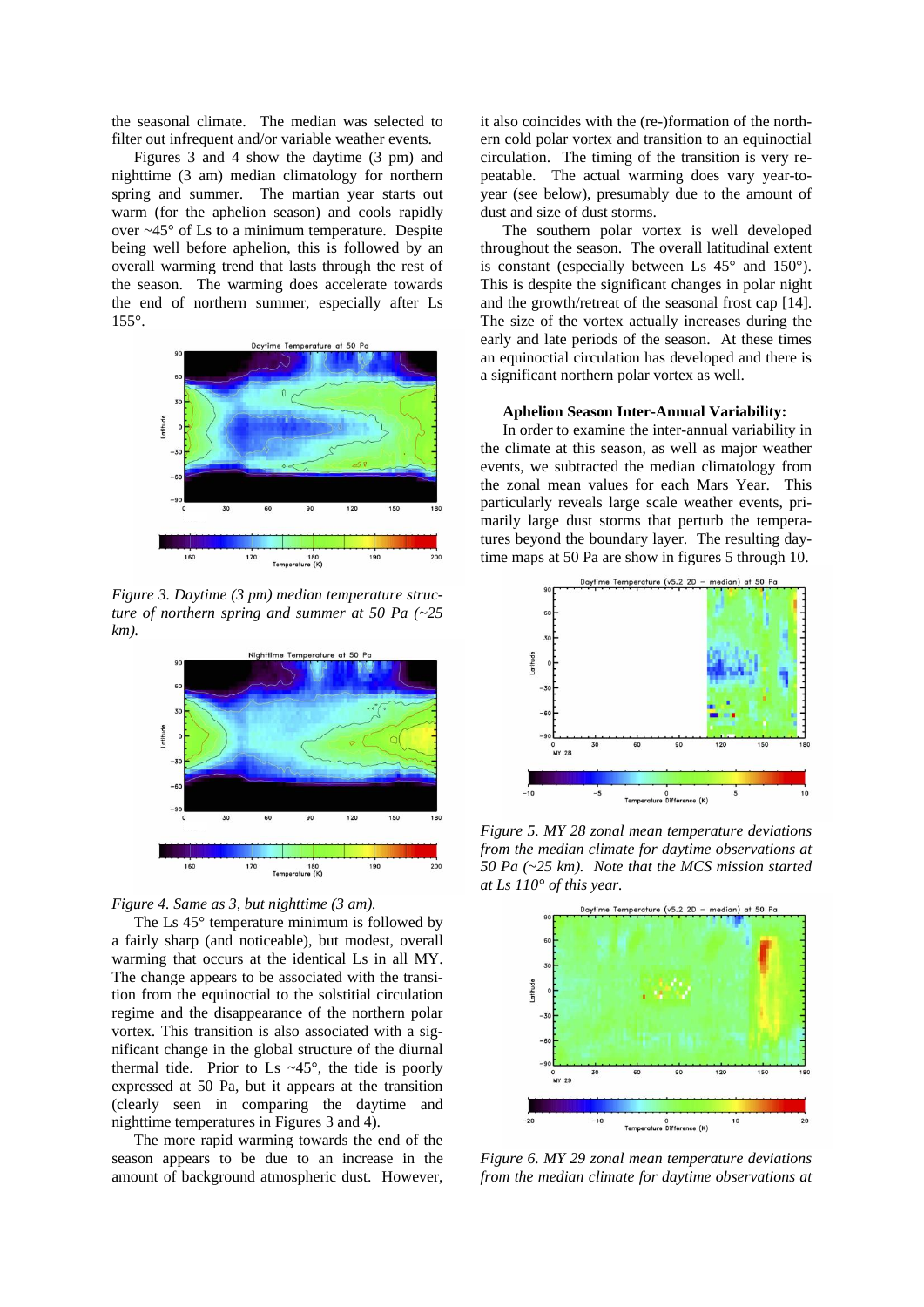the seasonal climate. The median was selected to filter out infrequent and/or variable weather events.

Figures 3 and 4 show the daytime (3 pm) and nighttime (3 am) median climatology for northern spring and summer. The martian year starts out warm (for the aphelion season) and cools rapidly over ~45° of Ls to a minimum temperature. Despite being well before aphelion, this is followed by an overall warming trend that lasts through the rest of the season. The warming does accelerate towards the end of northern summer, especially after Ls 155°.

*Figure 3. Daytime (3 pm) median temperature structure of northern spring and summer at 50 Pa (~25 km).*

*Figure 4. Same as 3, but nighttime (3 am).*

The Ls 45° temperature minimum is followed by a fairly sharp (and noticeable), but modest, overall warming that occurs at the identical Ls in all MY. The change appears to be associated with the transition from the equinoctial to the solstitial circulation regime and the disappearance of the northern polar vortex. This transition is also associated with a significant change in the global structure of the diurnal thermal tide. Prior to Ls ~45°, the tide is poorly expressed at 50 Pa, but it appears at the transition (clearly seen in comparing the daytime and nighttime temperatures in Figures 3 and 4).

The more rapid warming towards the end of the season appears to be due to an increase in the amount of background atmospheric dust. However, it also coincides with the (re-)formation of the northern cold polar vortex and transition to an equinoctial circulation. The timing of the transition is very repeatable. The actual warming does vary year-to-year (see below), presumably due to the amount of dust and size of dust storms.

The southern polar vortex is well developed throughout the season. The overall latitudinal extent is constant (especially between Ls 45° and 150°). This is despite the significant changes in polar night and the growth/retreat of the seasonal frost cap [14]. The size of the vortex actually increases during the early and late periods of the season. At these times an equinoctial circulation has developed and there is a significant northern polar vortex as well.

**Aphelion Season Inter-Annual Variability:**

In order to examine the inter-annual variability in the climate at this season, as well as major weather events, we subtracted the median climatology from the zonal mean values for each Mars Year. This particularly reveals large scale weather events, primarily large dust storms that perturb the temperatures beyond the boundary layer. The resulting daytime maps at 50 Pa are show in figures 5 through 10.

*Figure 5. MY 28 zonal mean temperature deviations from the median climate for daytime observations at 50 Pa (~25 km). Note that the MCS mission started at Ls 110° of this year.*

*Figure 6. MY 29 zonal mean temperature deviations from the median climate for daytime observations at*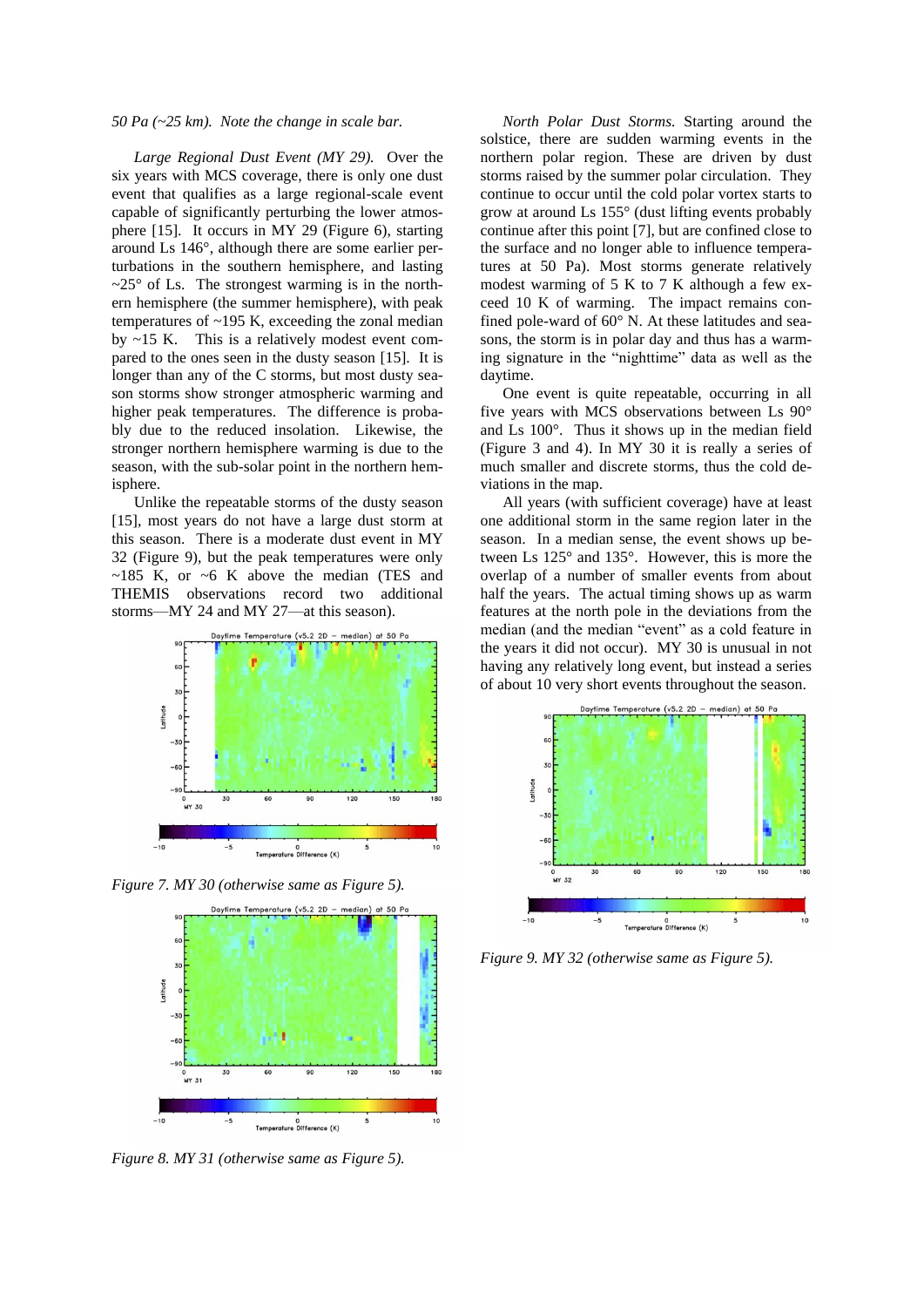*50 Pa (~25 km). Note the change in scale bar.*

*Large Regional Dust Event (MY 29).* Over the six years with MCS coverage, there is only one dust event that qualifies as a large regional-scale event capable of significantly perturbing the lower atmosphere [15]. It occurs in MY 29 (Figure 6), starting around Ls 146°, although there are some earlier perturbations in the southern hemisphere, and lasting ~25° of Ls. The strongest warming is in the northern hemisphere (the summer hemisphere), with peak temperatures of ~195 K, exceeding the zonal median by ~15 K. This is a relatively modest event compared to the ones seen in the dusty season [15]. It is longer than any of the C storms, but most dusty season storms show stronger atmospheric warming and higher peak temperatures. The difference is probably due to the reduced insolation. Likewise, the stronger northern hemisphere warming is due to the season, with the sub-solar point in the northern hemisphere.

Unlike the repeatable storms of the dusty season [15], most years do not have a large dust storm at this season. There is a moderate dust event in MY 32 (Figure 9), but the peak temperatures were only ~185 K, or ~6 K above the median (TES and THEMIS observations record two additional storms—MY 24 and MY 27—at this season).

*Figure 7. MY 30 (otherwise same as Figure 5).*

*Figure 8. MY 31 (otherwise same as Figure 5).*

*North Polar Dust Storms.* Starting around the solstice, there are sudden warming events in the northern polar region. These are driven by dust storms raised by the summer polar circulation. They continue to occur until the cold polar vortex starts to grow at around Ls 155° (dust lifting events probably continue after this point [7], but are confined close to the surface and no longer able to influence temperatures at 50 Pa). Most storms generate relatively modest warming of 5 K to 7 K although a few exceed 10 K of warming. The impact remains confined pole-ward of 60° N. At these latitudes and seasons, the storm is in polar day and thus has a warming signature in the "nighttime" data as well as the daytime.

One event is quite repeatable, occurring in all five years with MCS observations between Ls 90° and Ls 100°. Thus it shows up in the median field (Figure 3 and 4). In MY 30 it is really a series of much smaller and discrete storms, thus the cold deviations in the map.

All years (with sufficient coverage) have at least one additional storm in the same region later in the season. In a median sense, the event shows up between Ls 125° and 135°. However, this is more the overlap of a number of smaller events from about half the years. The actual timing shows up as warm features at the north pole in the deviations from the median (and the median "event" as a cold feature in the years it did not occur). MY 30 is unusual in not having any relatively long event, but instead a series of about 10 very short events throughout the season.

*Figure 9. MY 32 (otherwise same as Figure 5).*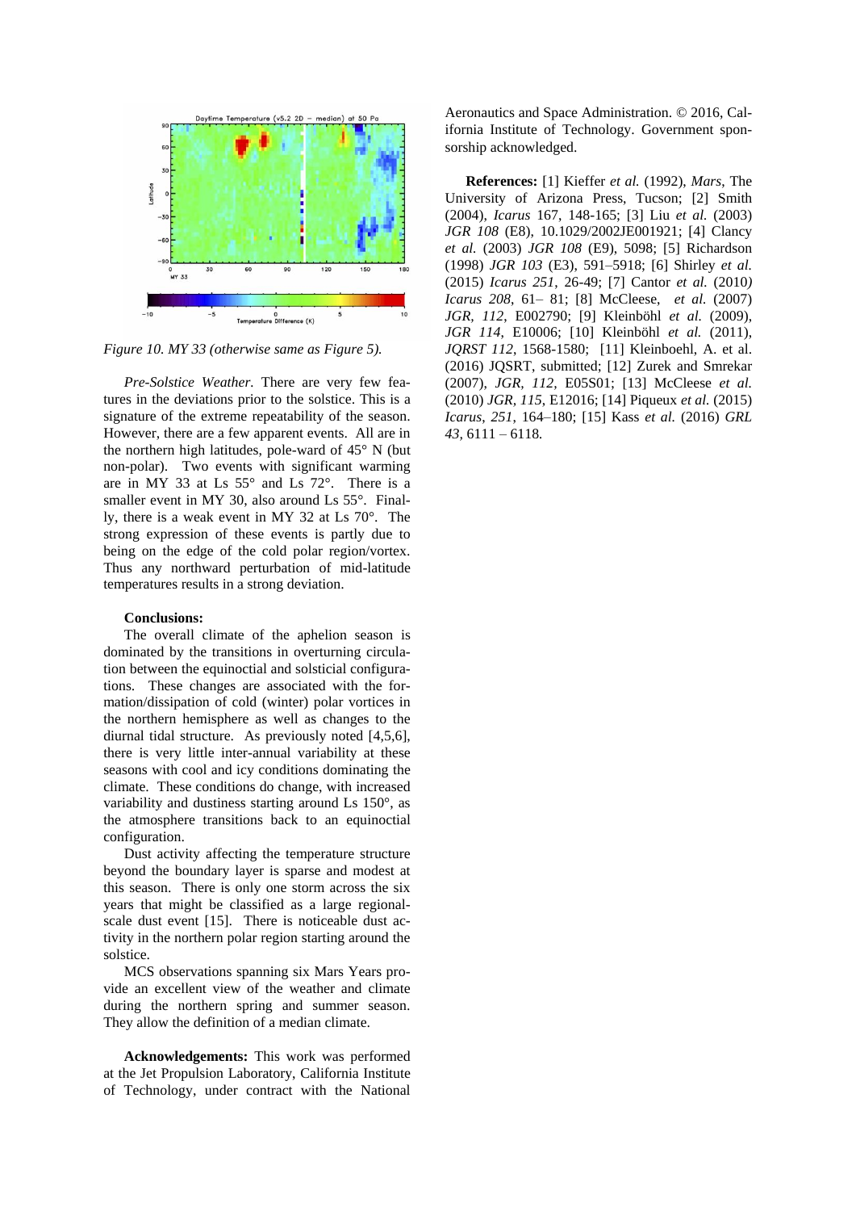Daytime Temperature (v5.2 2D – median) at 50 Pa

Latitude

90
60
30
0
−30
−60
−90

0
MY 33
30
60
90
120
150
180

−10
−5
0
5
10
Temperature Difference (K)

*Figure 10. MY 33 (otherwise same as Figure 5).*

*Pre-Solstice Weather.* There are very few features in the deviations prior to the solstice. This is a signature of the extreme repeatability of the season. However, there are a few apparent events. All are in the northern high latitudes, pole-ward of 45° N (but non-polar). Two events with significant warming are in MY 33 at Ls 55° and Ls 72°. There is a smaller event in MY 30, also around Ls 55°. Finally, there is a weak event in MY 32 at Ls 70°. The strong expression of these events is partly due to being on the edge of the cold polar region/vortex. Thus any northward perturbation of mid-latitude temperatures results in a strong deviation.

**Conclusions:**

The overall climate of the aphelion season is dominated by the transitions in overturning circulation between the equinoctial and solsticial configurations. These changes are associated with the formation/dissipation of cold (winter) polar vortices in the northern hemisphere as well as changes to the diurnal tidal structure. As previously noted [4,5,6], there is very little inter-annual variability at these seasons with cool and icy conditions dominating the climate. These conditions do change, with increased variability and dustiness starting around Ls 150°, as the atmosphere transitions back to an equinoctial configuration.

Dust activity affecting the temperature structure beyond the boundary layer is sparse and modest at this season. There is only one storm across the six years that might be classified as a large regional-scale dust event [15]. There is noticeable dust activity in the northern polar region starting around the solstice.

MCS observations spanning six Mars Years provide an excellent view of the weather and climate during the northern spring and summer season. They allow the definition of a median climate.

**Acknowledgements:** This work was performed at the Jet Propulsion Laboratory, California Institute of Technology, under contract with the National Aeronautics and Space Administration. © 2016, California Institute of Technology. Government sponsorship acknowledged.

**References:** [1] Kieffer *et al.* (1992), *Mars*, The University of Arizona Press, Tucson; [2] Smith (2004), *Icarus* 167, 148-165; [3] Liu *et al.* (2003) *JGR 108* (E8), 10.1029/2002JE001921; [4] Clancy *et al.* (2003) *JGR 108* (E9), 5098; [5] Richardson (1998) *JGR 103* (E3), 591–5918; [6] Shirley *et al.* (2015) *Icarus 251*, 26-49; [7] Cantor *et al.* (2010) *Icarus 208*, 61– 81; [8] McCleese, *et al.* (2007) *JGR*, *112*, E002790; [9] Kleinböhl *et al.* (2009), *JGR 114*, E10006; [10] Kleinböhl *et al.* (2011), *JQRST 112*, 1568-1580; [11] Kleinboehl, A. et al. (2016) JQSRT, submitted; [12] Zurek and Smrekar (2007), *JGR*, *112*, E05S01; [13] McCleese *et al.* (2010) *JGR*, *115*, E12016; [14] Piqueux *et al.* (2015) *Icarus*, *251*, 164–180; [15] Kass *et al.* (2016) *GRL 43*, 6111 – 6118.